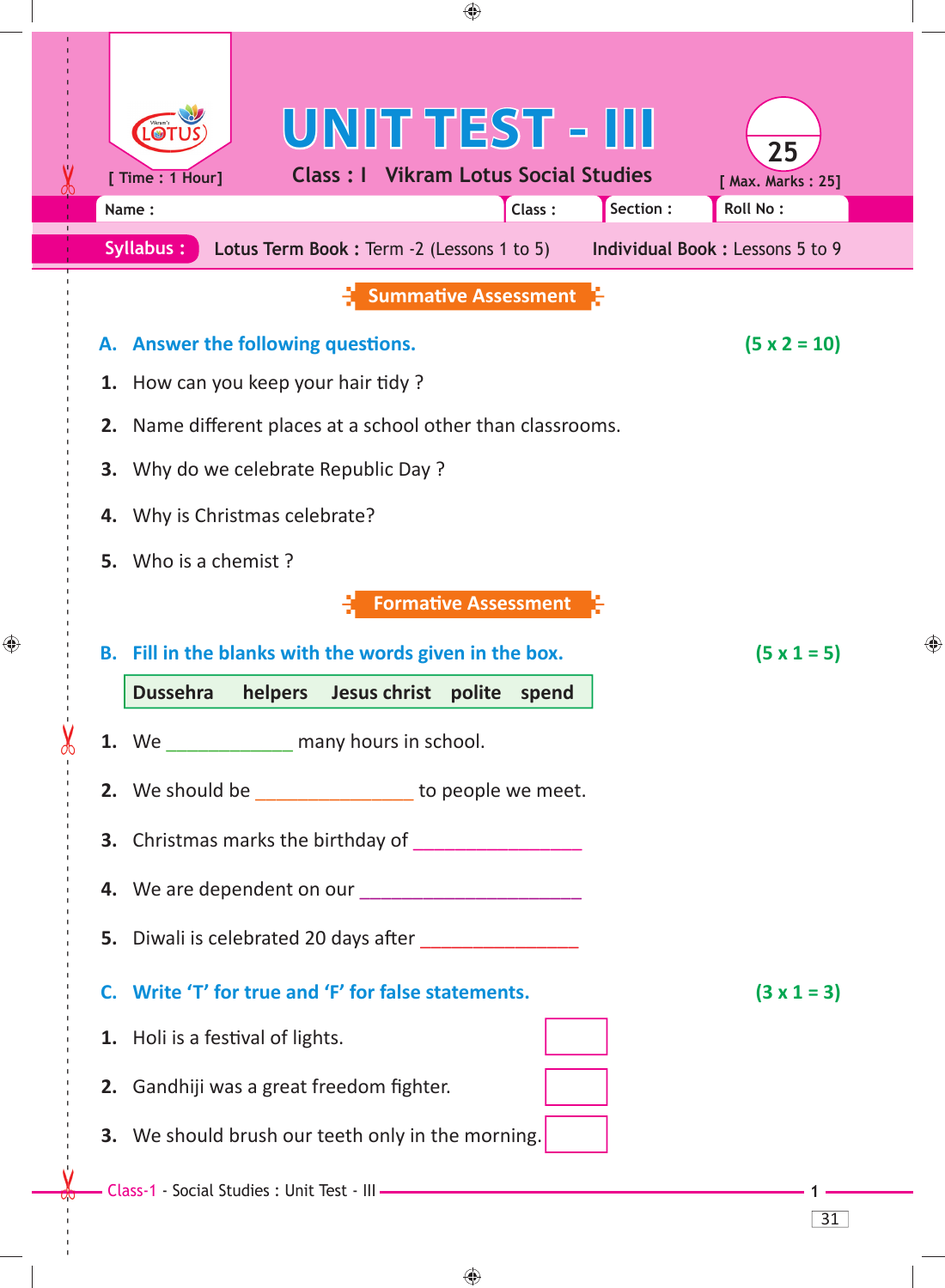# UNIT TEST - III

[ Time : 1 Hour]

**Class : I Vikram Lotus Social Studies**

25

[ Max. Marks : 25]

| Name : | Class : | Section : | Roll No : |
|---|---|---|---|

**Syllabus :** **Lotus Term Book :** Term -2 (Lessons 1 to 5) **Individual Book :** Lessons 5 to 9

## Summative Assessment

**A. Answer the following questions.** **(5 x 2 = 10)**

1. How can you keep your hair tidy ?
2. Name different places at a school other than classrooms.
3. Why do we celebrate Republic Day ?
4. Why is Christmas celebrate?
5. Who is a chemist ?

## Formative Assessment

**B. Fill in the blanks with the words given in the box.** **(5 x 1 = 5)**

| Dussehra | helpers | Jesus christ | polite | spend |
|---|---|---|---|---|

1. We _____________ many hours in school.
2. We should be ________________ to people we meet.
3. Christmas marks the birthday of _________________
4. We are dependent on our ______________________
5. Diwali is celebrated 20 days after ________________

**C. Write 'T' for true and 'F' for false statements.** **(3 x 1 = 3)**

1. Holi is a festival of lights. [ ]
2. Gandhiji was a great freedom fighter. [ ]
3. We should brush our teeth only in the morning. [ ]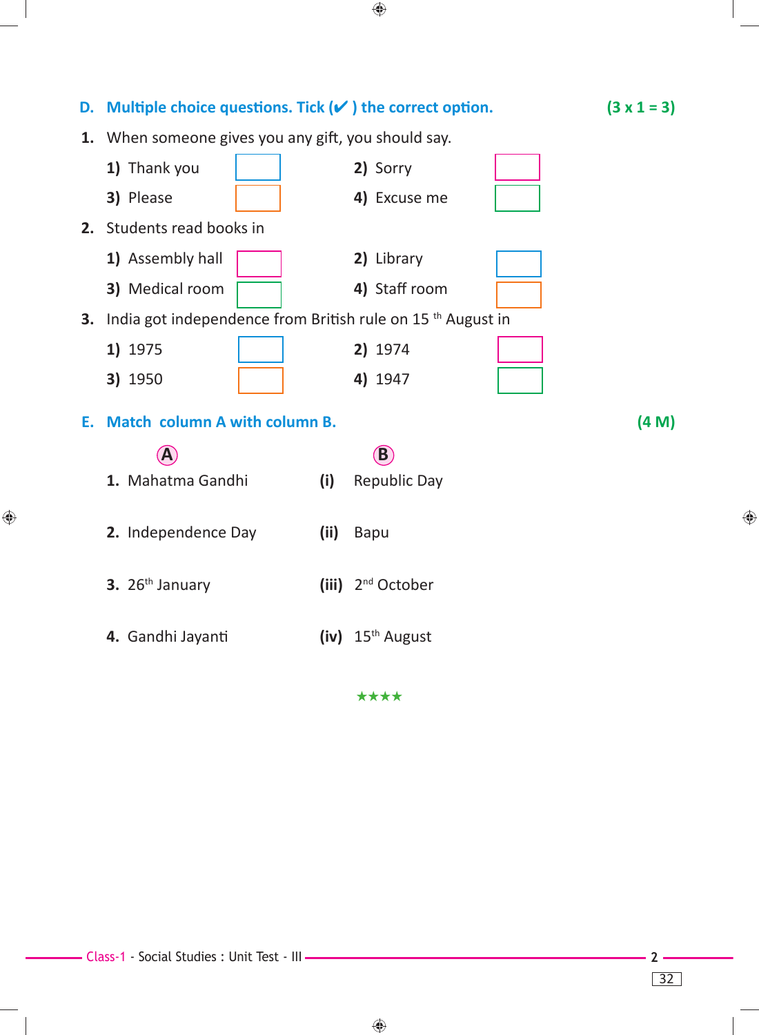### D. Multiple choice questions. Tick (✔ ) the correct option. (3 x 1 = 3)

**1.** When someone gives you any gift, you should say.

**1)** Thank you ☐ **2)** Sorry ☐

**3)** Please ☐ **4)** Excuse me ☐

**2.** Students read books in

**1)** Assembly hall ☐ **2)** Library ☐

**3)** Medical room ☐ **4)** Staff room ☐

**3.** India got independence from British rule on 15 th August in

**1)** 1975 ☐ **2)** 1974 ☐

**3)** 1950 ☐ **4)** 1947 ☐

### E. Match column A with column B. (4 M)

| A | | B |
|---|---|---|
| **1.** Mahatma Gandhi | **(i)** | Republic Day |
| **2.** Independence Day | **(ii)** | Bapu |
| **3.** 26th January | **(iii)** | 2nd October |
| **4.** Gandhi Jayanti | **(iv)** | 15th August |

★★★★